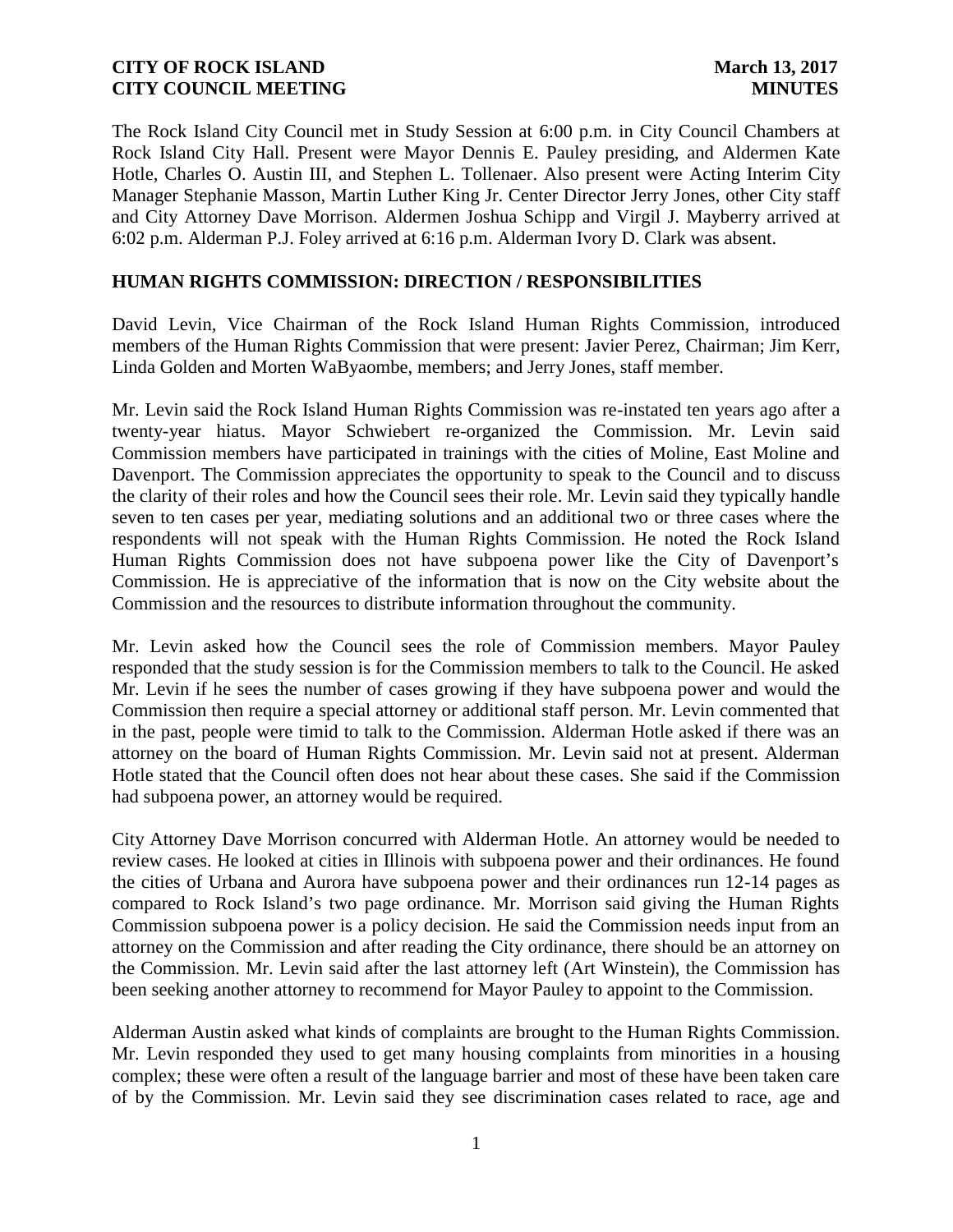**CITY OF ROCK ISLAND** **March 13, 2017**
**CITY COUNCIL MEETING** **MINUTES**

The Rock Island City Council met in Study Session at 6:00 p.m. in City Council Chambers at Rock Island City Hall. Present were Mayor Dennis E. Pauley presiding, and Aldermen Kate Hotle, Charles O. Austin III, and Stephen L. Tollenaer. Also present were Acting Interim City Manager Stephanie Masson, Martin Luther King Jr. Center Director Jerry Jones, other City staff and City Attorney Dave Morrison. Aldermen Joshua Schipp and Virgil J. Mayberry arrived at 6:02 p.m. Alderman P.J. Foley arrived at 6:16 p.m. Alderman Ivory D. Clark was absent.

## HUMAN RIGHTS COMMISSION: DIRECTION / RESPONSIBILITIES

David Levin, Vice Chairman of the Rock Island Human Rights Commission, introduced members of the Human Rights Commission that were present: Javier Perez, Chairman; Jim Kerr, Linda Golden and Morten WaByaombe, members; and Jerry Jones, staff member.

Mr. Levin said the Rock Island Human Rights Commission was re-instated ten years ago after a twenty-year hiatus. Mayor Schwiebert re-organized the Commission. Mr. Levin said Commission members have participated in trainings with the cities of Moline, East Moline and Davenport. The Commission appreciates the opportunity to speak to the Council and to discuss the clarity of their roles and how the Council sees their role. Mr. Levin said they typically handle seven to ten cases per year, mediating solutions and an additional two or three cases where the respondents will not speak with the Human Rights Commission. He noted the Rock Island Human Rights Commission does not have subpoena power like the City of Davenport's Commission. He is appreciative of the information that is now on the City website about the Commission and the resources to distribute information throughout the community.

Mr. Levin asked how the Council sees the role of Commission members. Mayor Pauley responded that the study session is for the Commission members to talk to the Council. He asked Mr. Levin if he sees the number of cases growing if they have subpoena power and would the Commission then require a special attorney or additional staff person. Mr. Levin commented that in the past, people were timid to talk to the Commission. Alderman Hotle asked if there was an attorney on the board of Human Rights Commission. Mr. Levin said not at present. Alderman Hotle stated that the Council often does not hear about these cases. She said if the Commission had subpoena power, an attorney would be required.

City Attorney Dave Morrison concurred with Alderman Hotle. An attorney would be needed to review cases. He looked at cities in Illinois with subpoena power and their ordinances. He found the cities of Urbana and Aurora have subpoena power and their ordinances run 12-14 pages as compared to Rock Island's two page ordinance. Mr. Morrison said giving the Human Rights Commission subpoena power is a policy decision. He said the Commission needs input from an attorney on the Commission and after reading the City ordinance, there should be an attorney on the Commission. Mr. Levin said after the last attorney left (Art Winstein), the Commission has been seeking another attorney to recommend for Mayor Pauley to appoint to the Commission.

Alderman Austin asked what kinds of complaints are brought to the Human Rights Commission. Mr. Levin responded they used to get many housing complaints from minorities in a housing complex; these were often a result of the language barrier and most of these have been taken care of by the Commission. Mr. Levin said they see discrimination cases related to race, age and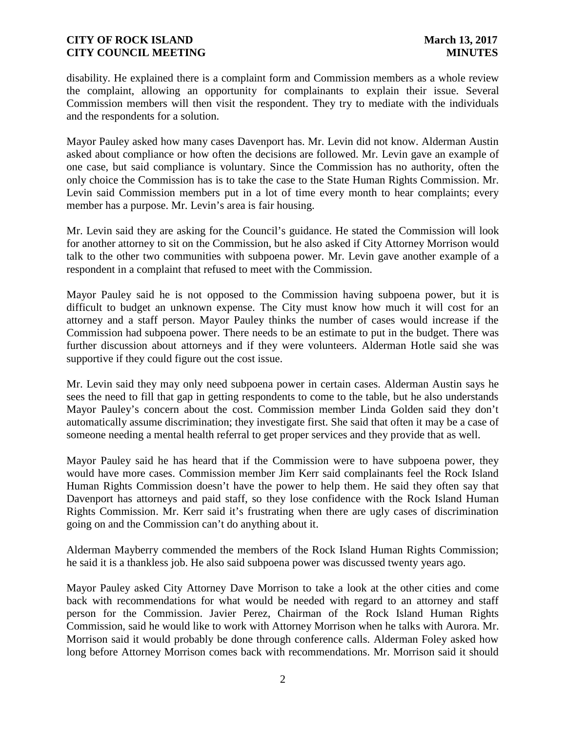disability. He explained there is a complaint form and Commission members as a whole review the complaint, allowing an opportunity for complainants to explain their issue. Several Commission members will then visit the respondent. They try to mediate with the individuals and the respondents for a solution.

Mayor Pauley asked how many cases Davenport has. Mr. Levin did not know. Alderman Austin asked about compliance or how often the decisions are followed. Mr. Levin gave an example of one case, but said compliance is voluntary. Since the Commission has no authority, often the only choice the Commission has is to take the case to the State Human Rights Commission. Mr. Levin said Commission members put in a lot of time every month to hear complaints; every member has a purpose. Mr. Levin's area is fair housing.

Mr. Levin said they are asking for the Council's guidance. He stated the Commission will look for another attorney to sit on the Commission, but he also asked if City Attorney Morrison would talk to the other two communities with subpoena power. Mr. Levin gave another example of a respondent in a complaint that refused to meet with the Commission.

Mayor Pauley said he is not opposed to the Commission having subpoena power, but it is difficult to budget an unknown expense. The City must know how much it will cost for an attorney and a staff person. Mayor Pauley thinks the number of cases would increase if the Commission had subpoena power. There needs to be an estimate to put in the budget. There was further discussion about attorneys and if they were volunteers. Alderman Hotle said she was supportive if they could figure out the cost issue.

Mr. Levin said they may only need subpoena power in certain cases. Alderman Austin says he sees the need to fill that gap in getting respondents to come to the table, but he also understands Mayor Pauley's concern about the cost. Commission member Linda Golden said they don't automatically assume discrimination; they investigate first. She said that often it may be a case of someone needing a mental health referral to get proper services and they provide that as well.

Mayor Pauley said he has heard that if the Commission were to have subpoena power, they would have more cases. Commission member Jim Kerr said complainants feel the Rock Island Human Rights Commission doesn't have the power to help them. He said they often say that Davenport has attorneys and paid staff, so they lose confidence with the Rock Island Human Rights Commission. Mr. Kerr said it's frustrating when there are ugly cases of discrimination going on and the Commission can't do anything about it.

Alderman Mayberry commended the members of the Rock Island Human Rights Commission; he said it is a thankless job. He also said subpoena power was discussed twenty years ago.

Mayor Pauley asked City Attorney Dave Morrison to take a look at the other cities and come back with recommendations for what would be needed with regard to an attorney and staff person for the Commission. Javier Perez, Chairman of the Rock Island Human Rights Commission, said he would like to work with Attorney Morrison when he talks with Aurora. Mr. Morrison said it would probably be done through conference calls. Alderman Foley asked how long before Attorney Morrison comes back with recommendations. Mr. Morrison said it should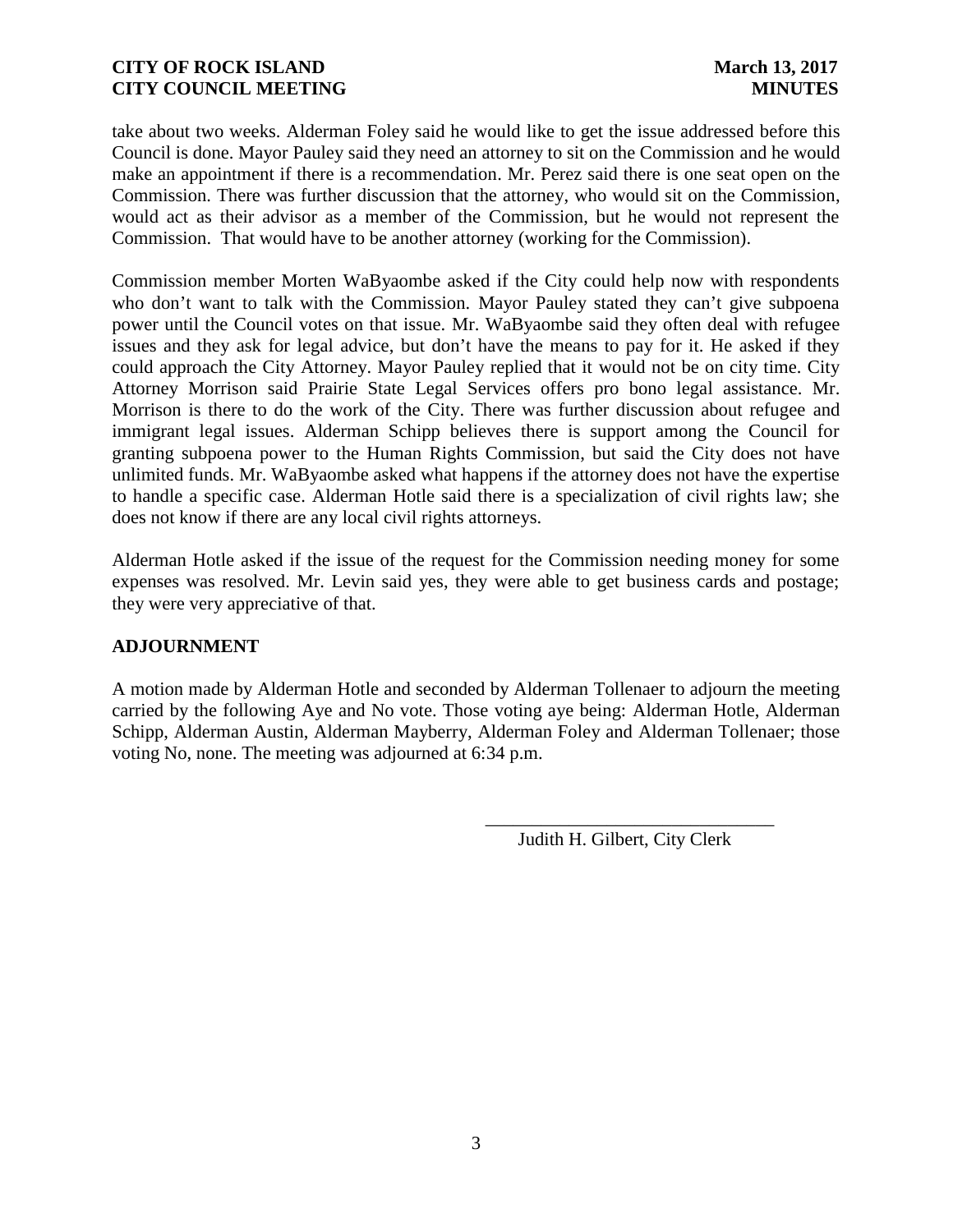take about two weeks. Alderman Foley said he would like to get the issue addressed before this Council is done. Mayor Pauley said they need an attorney to sit on the Commission and he would make an appointment if there is a recommendation. Mr. Perez said there is one seat open on the Commission. There was further discussion that the attorney, who would sit on the Commission, would act as their advisor as a member of the Commission, but he would not represent the Commission. That would have to be another attorney (working for the Commission).

Commission member Morten WaByaombe asked if the City could help now with respondents who don't want to talk with the Commission. Mayor Pauley stated they can't give subpoena power until the Council votes on that issue. Mr. WaByaombe said they often deal with refugee issues and they ask for legal advice, but don't have the means to pay for it. He asked if they could approach the City Attorney. Mayor Pauley replied that it would not be on city time. City Attorney Morrison said Prairie State Legal Services offers pro bono legal assistance. Mr. Morrison is there to do the work of the City. There was further discussion about refugee and immigrant legal issues. Alderman Schipp believes there is support among the Council for granting subpoena power to the Human Rights Commission, but said the City does not have unlimited funds. Mr. WaByaombe asked what happens if the attorney does not have the expertise to handle a specific case. Alderman Hotle said there is a specialization of civil rights law; she does not know if there are any local civil rights attorneys.

Alderman Hotle asked if the issue of the request for the Commission needing money for some expenses was resolved. Mr. Levin said yes, they were able to get business cards and postage; they were very appreciative of that.

## ADJOURNMENT

A motion made by Alderman Hotle and seconded by Alderman Tollenaer to adjourn the meeting carried by the following Aye and No vote. Those voting aye being: Alderman Hotle, Alderman Schipp, Alderman Austin, Alderman Mayberry, Alderman Foley and Alderman Tollenaer; those voting No, none. The meeting was adjourned at 6:34 p.m.

\_\_\_\_\_\_\_\_\_\_\_\_\_\_\_\_\_\_\_\_\_\_\_\_\_\_\_\_\_\_

Judith H. Gilbert, City Clerk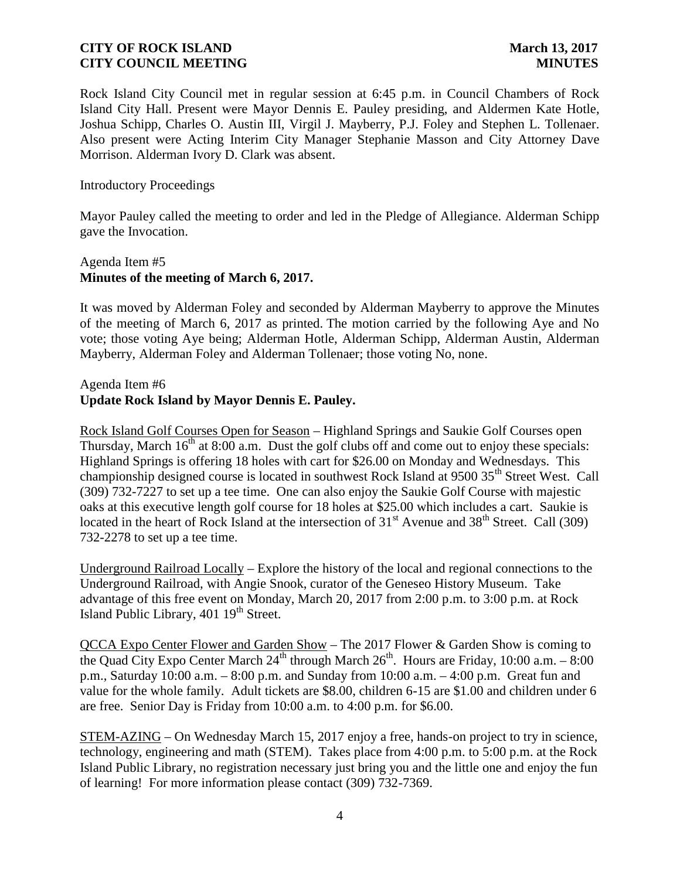Rock Island City Council met in regular session at 6:45 p.m. in Council Chambers of Rock Island City Hall. Present were Mayor Dennis E. Pauley presiding, and Aldermen Kate Hotle, Joshua Schipp, Charles O. Austin III, Virgil J. Mayberry, P.J. Foley and Stephen L. Tollenaer. Also present were Acting Interim City Manager Stephanie Masson and City Attorney Dave Morrison. Alderman Ivory D. Clark was absent.

Introductory Proceedings

Mayor Pauley called the meeting to order and led in the Pledge of Allegiance. Alderman Schipp gave the Invocation.

Agenda Item #5
**Minutes of the meeting of March 6, 2017.**

It was moved by Alderman Foley and seconded by Alderman Mayberry to approve the Minutes of the meeting of March 6, 2017 as printed. The motion carried by the following Aye and No vote; those voting Aye being; Alderman Hotle, Alderman Schipp, Alderman Austin, Alderman Mayberry, Alderman Foley and Alderman Tollenaer; those voting No, none.

Agenda Item #6
**Update Rock Island by Mayor Dennis E. Pauley.**

Rock Island Golf Courses Open for Season – Highland Springs and Saukie Golf Courses open Thursday, March 16th at 8:00 a.m. Dust the golf clubs off and come out to enjoy these specials: Highland Springs is offering 18 holes with cart for $26.00 on Monday and Wednesdays. This championship designed course is located in southwest Rock Island at 9500 35th Street West. Call (309) 732-7227 to set up a tee time. One can also enjoy the Saukie Golf Course with majestic oaks at this executive length golf course for 18 holes at $25.00 which includes a cart. Saukie is located in the heart of Rock Island at the intersection of 31st Avenue and 38th Street. Call (309) 732-2278 to set up a tee time.

Underground Railroad Locally – Explore the history of the local and regional connections to the Underground Railroad, with Angie Snook, curator of the Geneseo History Museum. Take advantage of this free event on Monday, March 20, 2017 from 2:00 p.m. to 3:00 p.m. at Rock Island Public Library, 401 19th Street.

QCCA Expo Center Flower and Garden Show – The 2017 Flower & Garden Show is coming to the Quad City Expo Center March 24th through March 26th. Hours are Friday, 10:00 a.m. – 8:00 p.m., Saturday 10:00 a.m. – 8:00 p.m. and Sunday from 10:00 a.m. – 4:00 p.m. Great fun and value for the whole family. Adult tickets are $8.00, children 6-15 are $1.00 and children under 6 are free. Senior Day is Friday from 10:00 a.m. to 4:00 p.m. for $6.00.

STEM-AZING – On Wednesday March 15, 2017 enjoy a free, hands-on project to try in science, technology, engineering and math (STEM). Takes place from 4:00 p.m. to 5:00 p.m. at the Rock Island Public Library, no registration necessary just bring you and the little one and enjoy the fun of learning! For more information please contact (309) 732-7369.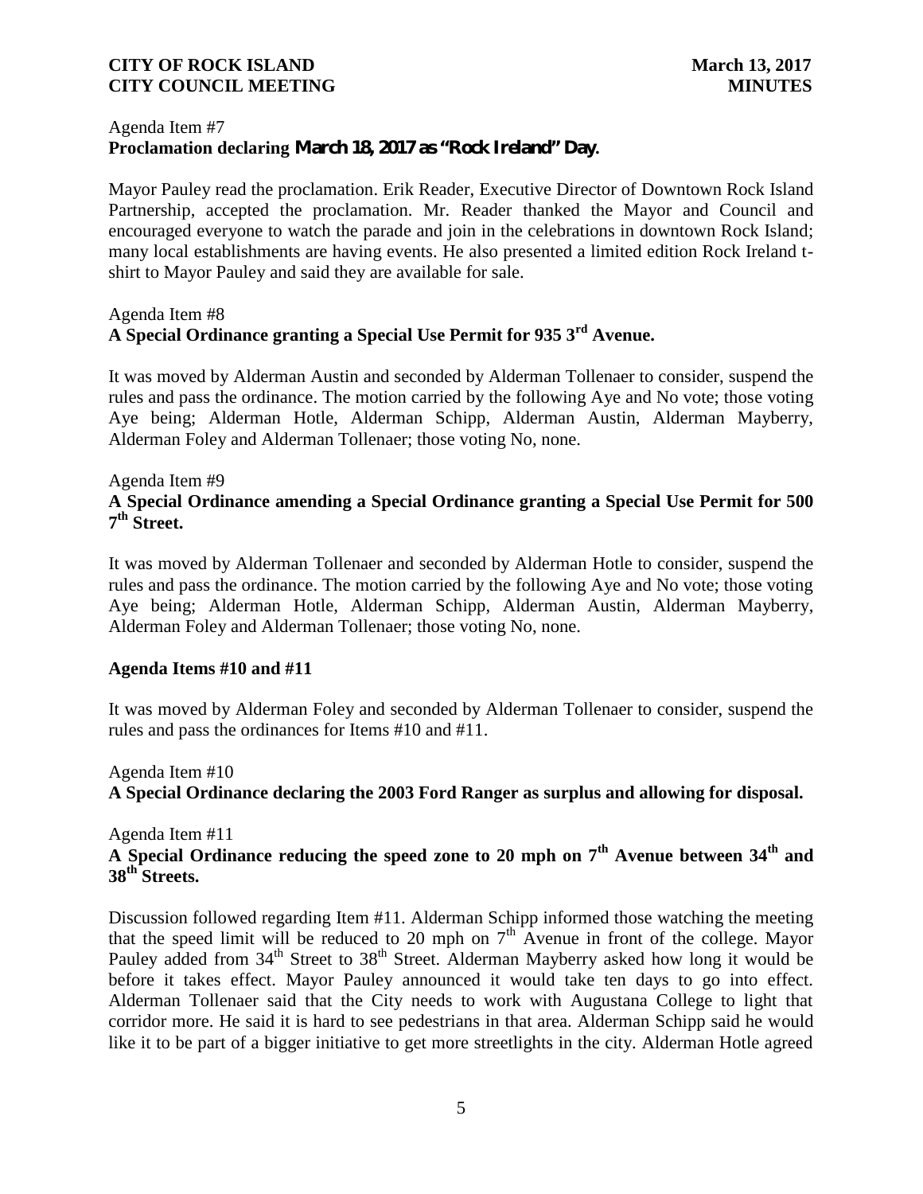Agenda Item #7
**Proclamation declaring March 18, 2017 as "Rock Ireland" Day.**

Mayor Pauley read the proclamation. Erik Reader, Executive Director of Downtown Rock Island Partnership, accepted the proclamation. Mr. Reader thanked the Mayor and Council and encouraged everyone to watch the parade and join in the celebrations in downtown Rock Island; many local establishments are having events. He also presented a limited edition Rock Ireland t-shirt to Mayor Pauley and said they are available for sale.

Agenda Item #8
**A Special Ordinance granting a Special Use Permit for 935 3rd Avenue.**

It was moved by Alderman Austin and seconded by Alderman Tollenaer to consider, suspend the rules and pass the ordinance. The motion carried by the following Aye and No vote; those voting Aye being; Alderman Hotle, Alderman Schipp, Alderman Austin, Alderman Mayberry, Alderman Foley and Alderman Tollenaer; those voting No, none.

Agenda Item #9
**A Special Ordinance amending a Special Ordinance granting a Special Use Permit for 500 7th Street.**

It was moved by Alderman Tollenaer and seconded by Alderman Hotle to consider, suspend the rules and pass the ordinance. The motion carried by the following Aye and No vote; those voting Aye being; Alderman Hotle, Alderman Schipp, Alderman Austin, Alderman Mayberry, Alderman Foley and Alderman Tollenaer; those voting No, none.

**Agenda Items #10 and #11**

It was moved by Alderman Foley and seconded by Alderman Tollenaer to consider, suspend the rules and pass the ordinances for Items #10 and #11.

Agenda Item #10
**A Special Ordinance declaring the 2003 Ford Ranger as surplus and allowing for disposal.**

Agenda Item #11
**A Special Ordinance reducing the speed zone to 20 mph on 7th Avenue between 34th and 38th Streets.**

Discussion followed regarding Item #11. Alderman Schipp informed those watching the meeting that the speed limit will be reduced to 20 mph on 7th Avenue in front of the college. Mayor Pauley added from 34th Street to 38th Street. Alderman Mayberry asked how long it would be before it takes effect. Mayor Pauley announced it would take ten days to go into effect. Alderman Tollenaer said that the City needs to work with Augustana College to light that corridor more. He said it is hard to see pedestrians in that area. Alderman Schipp said he would like it to be part of a bigger initiative to get more streetlights in the city. Alderman Hotle agreed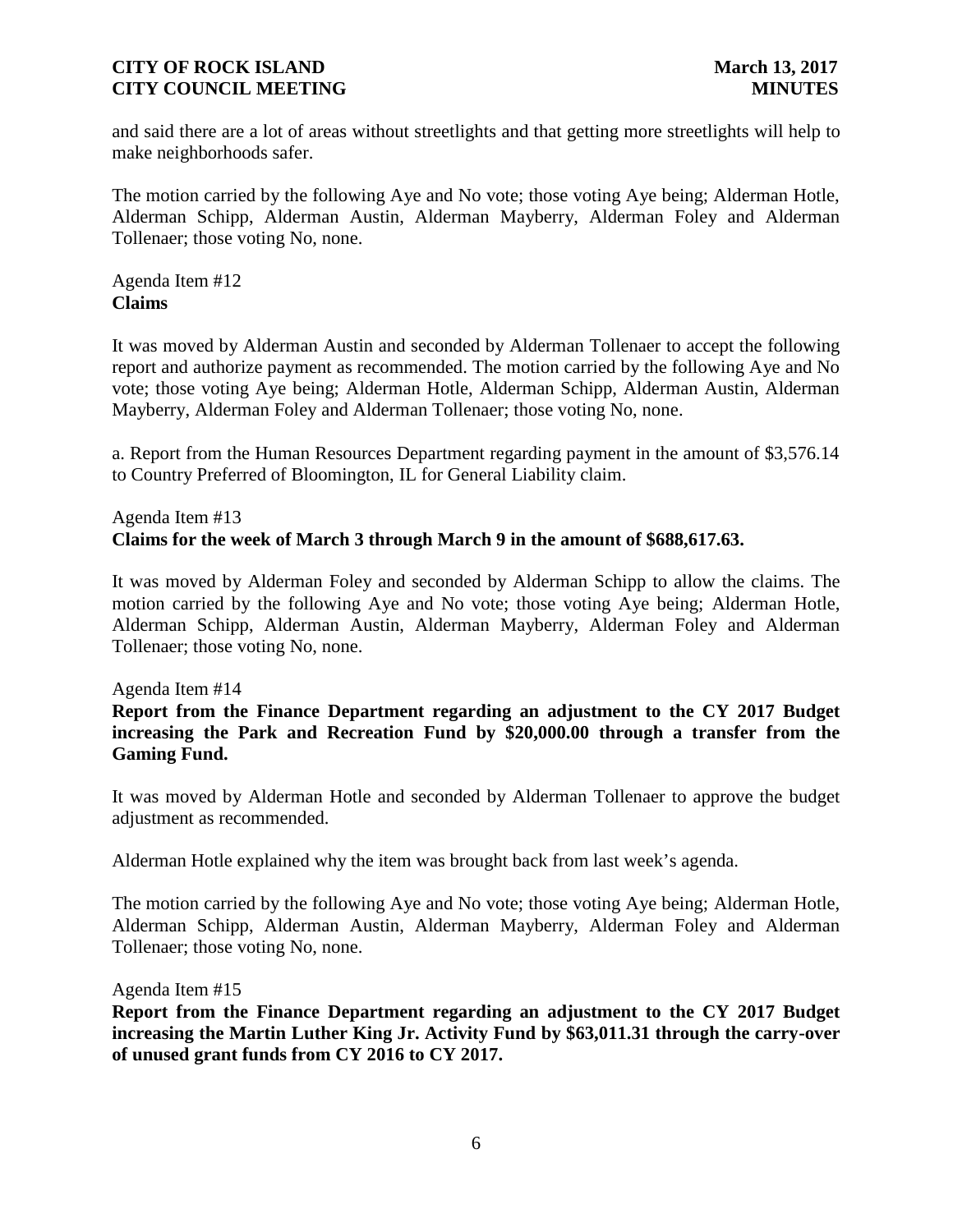and said there are a lot of areas without streetlights and that getting more streetlights will help to make neighborhoods safer.

The motion carried by the following Aye and No vote; those voting Aye being; Alderman Hotle, Alderman Schipp, Alderman Austin, Alderman Mayberry, Alderman Foley and Alderman Tollenaer; those voting No, none.

Agenda Item #12
**Claims**

It was moved by Alderman Austin and seconded by Alderman Tollenaer to accept the following report and authorize payment as recommended. The motion carried by the following Aye and No vote; those voting Aye being; Alderman Hotle, Alderman Schipp, Alderman Austin, Alderman Mayberry, Alderman Foley and Alderman Tollenaer; those voting No, none.

a. Report from the Human Resources Department regarding payment in the amount of $3,576.14 to Country Preferred of Bloomington, IL for General Liability claim.

Agenda Item #13
**Claims for the week of March 3 through March 9 in the amount of $688,617.63.**

It was moved by Alderman Foley and seconded by Alderman Schipp to allow the claims. The motion carried by the following Aye and No vote; those voting Aye being; Alderman Hotle, Alderman Schipp, Alderman Austin, Alderman Mayberry, Alderman Foley and Alderman Tollenaer; those voting No, none.

Agenda Item #14
**Report from the Finance Department regarding an adjustment to the CY 2017 Budget increasing the Park and Recreation Fund by $20,000.00 through a transfer from the Gaming Fund.**

It was moved by Alderman Hotle and seconded by Alderman Tollenaer to approve the budget adjustment as recommended.

Alderman Hotle explained why the item was brought back from last week's agenda.

The motion carried by the following Aye and No vote; those voting Aye being; Alderman Hotle, Alderman Schipp, Alderman Austin, Alderman Mayberry, Alderman Foley and Alderman Tollenaer; those voting No, none.

Agenda Item #15
**Report from the Finance Department regarding an adjustment to the CY 2017 Budget increasing the Martin Luther King Jr. Activity Fund by $63,011.31 through the carry-over of unused grant funds from CY 2016 to CY 2017.**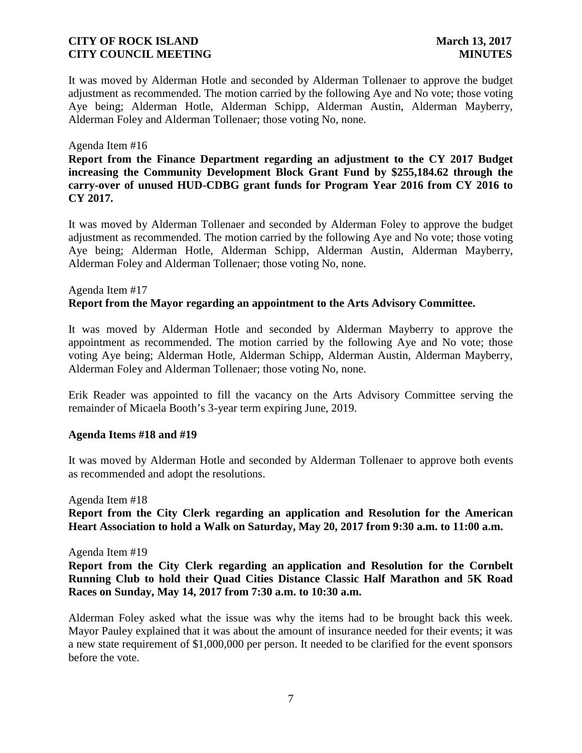It was moved by Alderman Hotle and seconded by Alderman Tollenaer to approve the budget adjustment as recommended. The motion carried by the following Aye and No vote; those voting Aye being; Alderman Hotle, Alderman Schipp, Alderman Austin, Alderman Mayberry, Alderman Foley and Alderman Tollenaer; those voting No, none.

Agenda Item #16

**Report from the Finance Department regarding an adjustment to the CY 2017 Budget increasing the Community Development Block Grant Fund by $255,184.62 through the carry-over of unused HUD-CDBG grant funds for Program Year 2016 from CY 2016 to CY 2017.**

It was moved by Alderman Tollenaer and seconded by Alderman Foley to approve the budget adjustment as recommended. The motion carried by the following Aye and No vote; those voting Aye being; Alderman Hotle, Alderman Schipp, Alderman Austin, Alderman Mayberry, Alderman Foley and Alderman Tollenaer; those voting No, none.

Agenda Item #17

**Report from the Mayor regarding an appointment to the Arts Advisory Committee.**

It was moved by Alderman Hotle and seconded by Alderman Mayberry to approve the appointment as recommended. The motion carried by the following Aye and No vote; those voting Aye being; Alderman Hotle, Alderman Schipp, Alderman Austin, Alderman Mayberry, Alderman Foley and Alderman Tollenaer; those voting No, none.

Erik Reader was appointed to fill the vacancy on the Arts Advisory Committee serving the remainder of Micaela Booth's 3-year term expiring June, 2019.

**Agenda Items #18 and #19**

It was moved by Alderman Hotle and seconded by Alderman Tollenaer to approve both events as recommended and adopt the resolutions.

Agenda Item #18

**Report from the City Clerk regarding an application and Resolution for the American Heart Association to hold a Walk on Saturday, May 20, 2017 from 9:30 a.m. to 11:00 a.m.**

Agenda Item #19

**Report from the City Clerk regarding an application and Resolution for the Cornbelt Running Club to hold their Quad Cities Distance Classic Half Marathon and 5K Road Races on Sunday, May 14, 2017 from 7:30 a.m. to 10:30 a.m.**

Alderman Foley asked what the issue was why the items had to be brought back this week. Mayor Pauley explained that it was about the amount of insurance needed for their events; it was a new state requirement of $1,000,000 per person. It needed to be clarified for the event sponsors before the vote.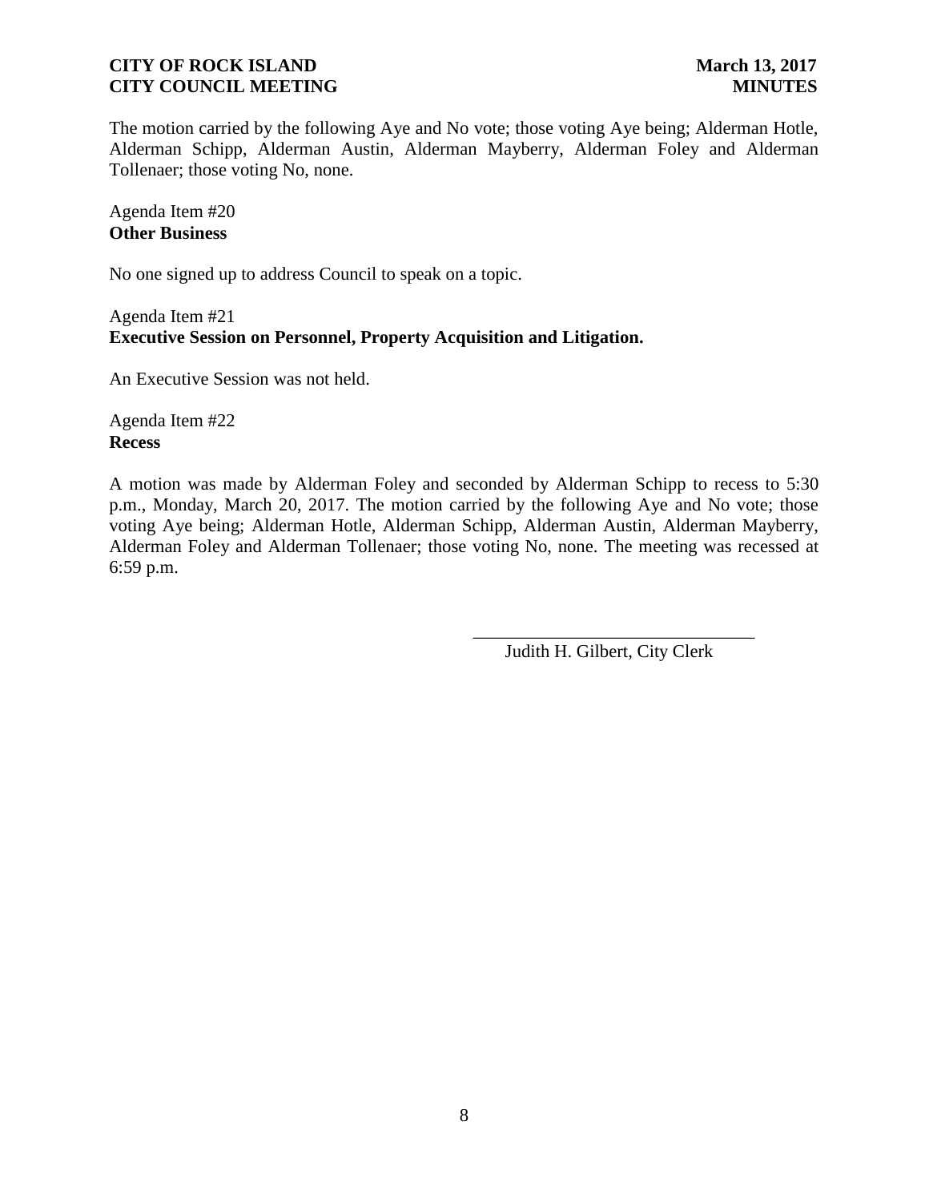The motion carried by the following Aye and No vote; those voting Aye being; Alderman Hotle, Alderman Schipp, Alderman Austin, Alderman Mayberry, Alderman Foley and Alderman Tollenaer; those voting No, none.

Agenda Item #20
**Other Business**

No one signed up to address Council to speak on a topic.

Agenda Item #21
**Executive Session on Personnel, Property Acquisition and Litigation.**

An Executive Session was not held.

Agenda Item #22
**Recess**

A motion was made by Alderman Foley and seconded by Alderman Schipp to recess to 5:30 p.m., Monday, March 20, 2017. The motion carried by the following Aye and No vote; those voting Aye being; Alderman Hotle, Alderman Schipp, Alderman Austin, Alderman Mayberry, Alderman Foley and Alderman Tollenaer; those voting No, none. The meeting was recessed at 6:59 p.m.

\_\_\_\_\_\_\_\_\_\_\_\_\_\_\_\_\_\_\_\_\_\_\_\_\_\_\_\_\_\_
Judith H. Gilbert, City Clerk